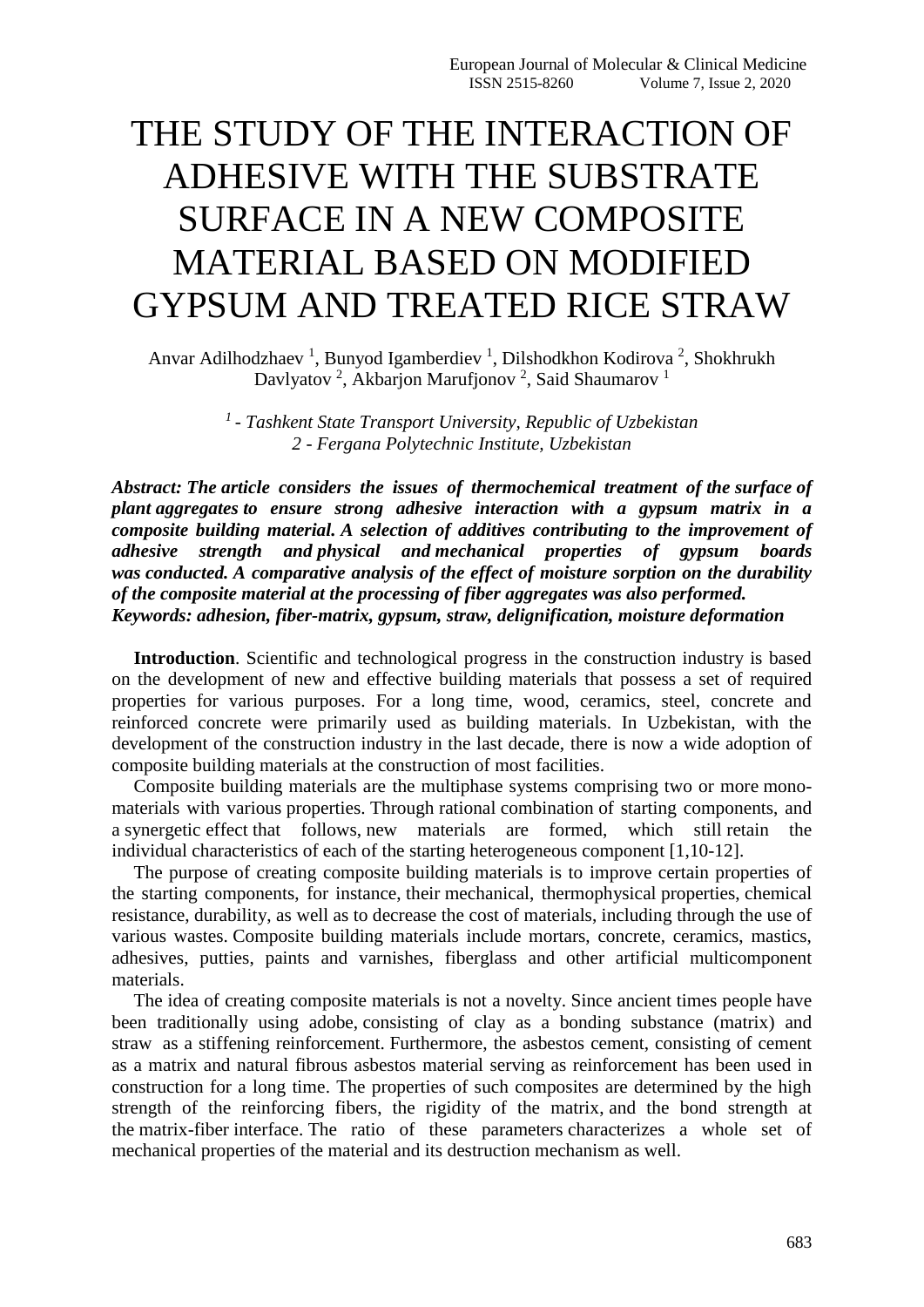# THE STUDY OF THE INTERACTION OF ADHESIVE WITH THE SUBSTRATE SURFACE IN A NEW COMPOSITE MATERIAL BASED ON MODIFIED GYPSUM AND TREATED RICE STRAW

Anvar Adilhodzhaev [1], Bunyod Igamberdiev [1], Dilshodkhon Kodirova [2], Shokhrukh Davlyatov [2], Akbarjon Marufjonov [2], Said Shaumarov [1]

*[1] - Tashkent State Transport University, Republic of Uzbekistan*
*2 - Fergana Polytechnic Institute, Uzbekistan*

***Abstract:** The article considers the issues of thermochemical treatment of the surface of plant aggregates to ensure strong adhesive interaction with a gypsum matrix in a composite building material. A selection of additives contributing to the improvement of adhesive strength and physical and mechanical properties of gypsum boards was conducted. A comparative analysis of the effect of moisture sorption on the durability of the composite material at the processing of fiber aggregates was also performed.*
***Keywords:** adhesion, fiber-matrix, gypsum, straw, delignification, moisture deformation*

**Introduction**. Scientific and technological progress in the construction industry is based on the development of new and effective building materials that possess a set of required properties for various purposes. For a long time, wood, ceramics, steel, concrete and reinforced concrete were primarily used as building materials. In Uzbekistan, with the development of the construction industry in the last decade, there is now a wide adoption of composite building materials at the construction of most facilities.

Composite building materials are the multiphase systems comprising two or more mono-materials with various properties. Through rational combination of starting components, and a synergetic effect that follows, new materials are formed, which still retain the individual characteristics of each of the starting heterogeneous component [1,10-12].

The purpose of creating composite building materials is to improve certain properties of the starting components, for instance, their mechanical, thermophysical properties, chemical resistance, durability, as well as to decrease the cost of materials, including through the use of various wastes. Composite building materials include mortars, concrete, ceramics, mastics, adhesives, putties, paints and varnishes, fiberglass and other artificial multicomponent materials.

The idea of creating composite materials is not a novelty. Since ancient times people have been traditionally using adobe, consisting of clay as a bonding substance (matrix) and straw as a stiffening reinforcement. Furthermore, the asbestos cement, consisting of cement as a matrix and natural fibrous asbestos material serving as reinforcement has been used in construction for a long time. The properties of such composites are determined by the high strength of the reinforcing fibers, the rigidity of the matrix, and the bond strength at the matrix-fiber interface. The ratio of these parameters characterizes a whole set of mechanical properties of the material and its destruction mechanism as well.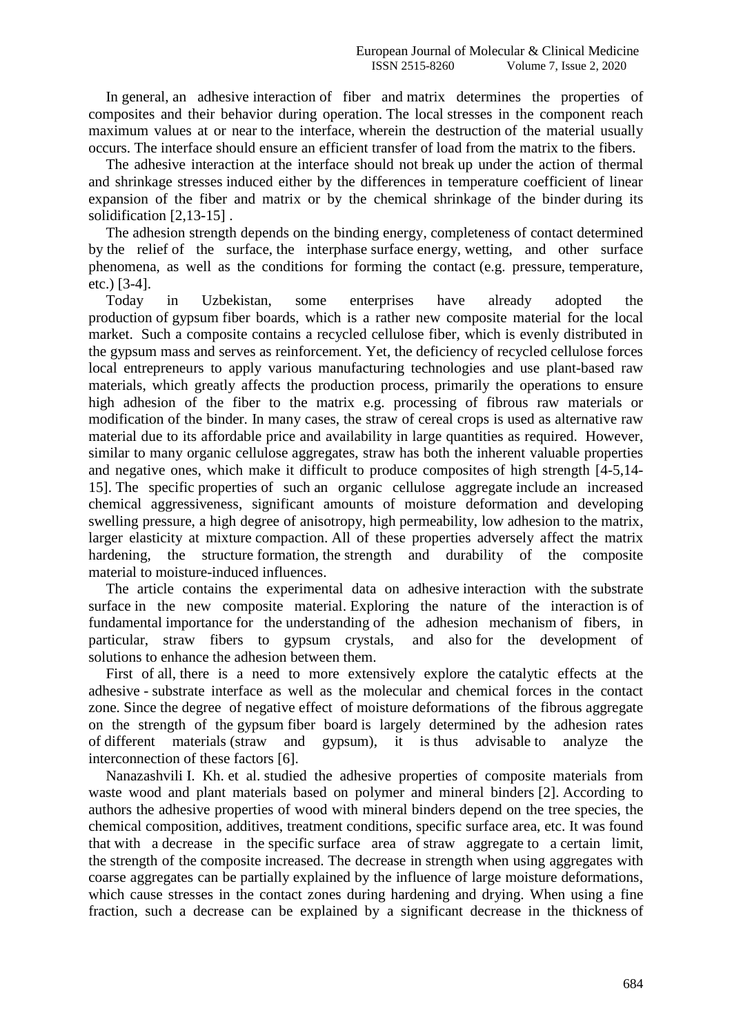In general, an adhesive interaction of fiber and matrix determines the properties of composites and their behavior during operation. The local stresses in the component reach maximum values at or near to the interface, wherein the destruction of the material usually occurs. The interface should ensure an efficient transfer of load from the matrix to the fibers.

The adhesive interaction at the interface should not break up under the action of thermal and shrinkage stresses induced either by the differences in temperature coefficient of linear expansion of the fiber and matrix or by the chemical shrinkage of the binder during its solidification [2,13-15] .

The adhesion strength depends on the binding energy, completeness of contact determined by the relief of the surface, the interphase surface energy, wetting, and other surface phenomena, as well as the conditions for forming the contact (e.g. pressure, temperature, etc.) [3-4].

Today in Uzbekistan, some enterprises have already adopted the production of gypsum fiber boards, which is a rather new composite material for the local market. Such a composite contains a recycled cellulose fiber, which is evenly distributed in the gypsum mass and serves as reinforcement. Yet, the deficiency of recycled cellulose forces local entrepreneurs to apply various manufacturing technologies and use plant-based raw materials, which greatly affects the production process, primarily the operations to ensure high adhesion of the fiber to the matrix e.g. processing of fibrous raw materials or modification of the binder. In many cases, the straw of cereal crops is used as alternative raw material due to its affordable price and availability in large quantities as required. However, similar to many organic cellulose aggregates, straw has both the inherent valuable properties and negative ones, which make it difficult to produce composites of high strength [4-5,14-15]. The specific properties of such an organic cellulose aggregate include an increased chemical aggressiveness, significant amounts of moisture deformation and developing swelling pressure, a high degree of anisotropy, high permeability, low adhesion to the matrix, larger elasticity at mixture compaction. All of these properties adversely affect the matrix hardening, the structure formation, the strength and durability of the composite material to moisture-induced influences.

The article contains the experimental data on adhesive interaction with the substrate surface in the new composite material. Exploring the nature of the interaction is of fundamental importance for the understanding of the adhesion mechanism of fibers, in particular, straw fibers to gypsum crystals, and also for the development of solutions to enhance the adhesion between them.

First of all, there is a need to more extensively explore the catalytic effects at the adhesive - substrate interface as well as the molecular and chemical forces in the contact zone. Since the degree of negative effect of moisture deformations of the fibrous aggregate on the strength of the gypsum fiber board is largely determined by the adhesion rates of different materials (straw and gypsum), it is thus advisable to analyze the interconnection of these factors [6].

Nanazashvili I. Kh. et al. studied the adhesive properties of composite materials from waste wood and plant materials based on polymer and mineral binders [2]. According to authors the adhesive properties of wood with mineral binders depend on the tree species, the chemical composition, additives, treatment conditions, specific surface area, etc. It was found that with a decrease in the specific surface area of straw aggregate to a certain limit, the strength of the composite increased. The decrease in strength when using aggregates with coarse aggregates can be partially explained by the influence of large moisture deformations, which cause stresses in the contact zones during hardening and drying. When using a fine fraction, such a decrease can be explained by a significant decrease in the thickness of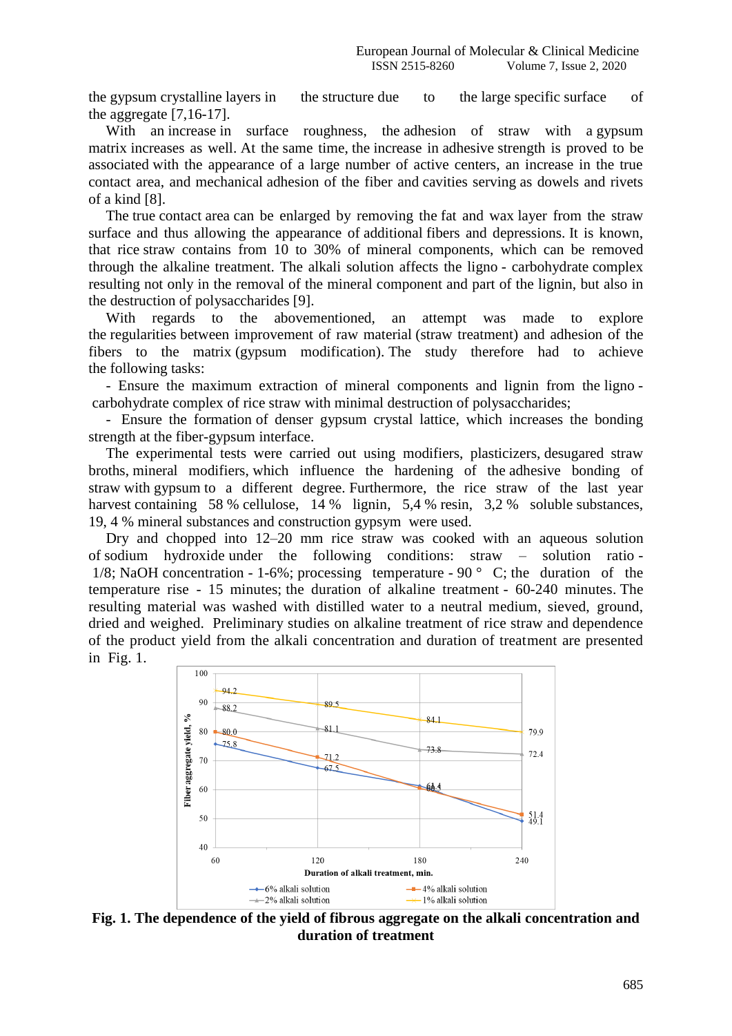the gypsum crystalline layers in the structure due to the large specific surface of the aggregate [7,16-17].

With an increase in surface roughness, the adhesion of straw with a gypsum matrix increases as well. At the same time, the increase in adhesive strength is proved to be associated with the appearance of a large number of active centers, an increase in the true contact area, and mechanical adhesion of the fiber and cavities serving as dowels and rivets of a kind [8].

The true contact area can be enlarged by removing the fat and wax layer from the straw surface and thus allowing the appearance of additional fibers and depressions. It is known, that rice straw contains from 10 to 30% of mineral components, which can be removed through the alkaline treatment. The alkali solution affects the ligno - carbohydrate complex resulting not only in the removal of the mineral component and part of the lignin, but also in the destruction of polysaccharides [9].

With regards to the abovementioned, an attempt was made to explore the regularities between improvement of raw material (straw treatment) and adhesion of the fibers to the matrix (gypsum modification). The study therefore had to achieve the following tasks:

- Ensure the maximum extraction of mineral components and lignin from the ligno - carbohydrate complex of rice straw with minimal destruction of polysaccharides;
- Ensure the formation of denser gypsum crystal lattice, which increases the bonding strength at the fiber-gypsum interface.

The experimental tests were carried out using modifiers, plasticizers, desugared straw broths, mineral modifiers, which influence the hardening of the adhesive bonding of straw with gypsum to a different degree. Furthermore, the rice straw of the last year harvest containing 58 % cellulose, 14 % lignin, 5,4 % resin, 3,2 % soluble substances, 19, 4 % mineral substances and construction gypsym were used.

Dry and chopped into 12–20 mm rice straw was cooked with an aqueous solution of sodium hydroxide under the following conditions: straw – solution ratio - 1/8; NaOH concentration - 1-6%; processing temperature - 90 ° C; the duration of the temperature rise - 15 minutes; the duration of alkaline treatment - 60-240 minutes. The resulting material was washed with distilled water to a neutral medium, sieved, ground, dried and weighed. Preliminary studies on alkaline treatment of rice straw and dependence of the product yield from the alkali concentration and duration of treatment are presented in Fig. 1.

**Fig. 1. The dependence of the yield of fibrous aggregate on the alkali concentration and duration of treatment**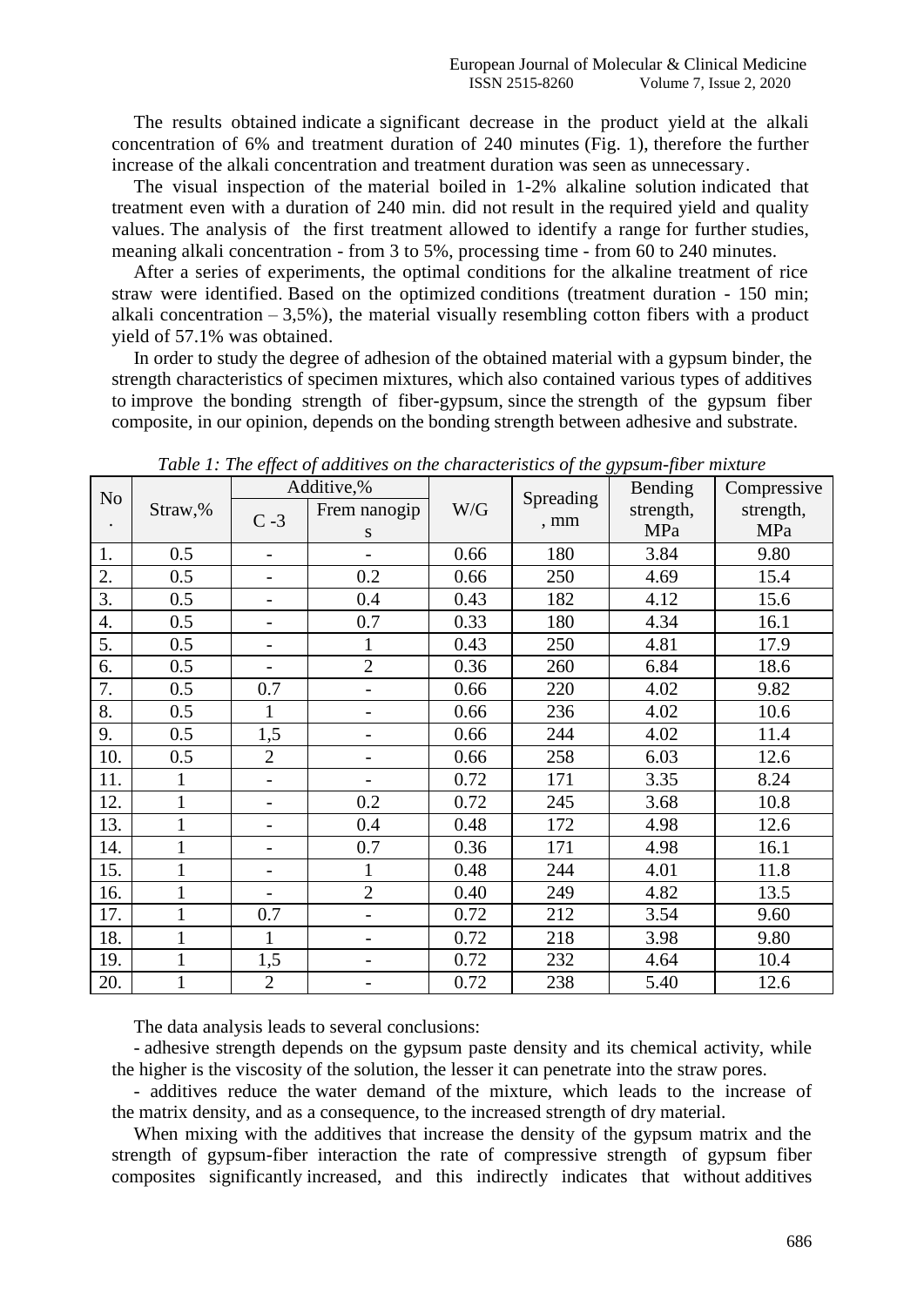The results obtained indicate a significant decrease in the product yield at the alkali concentration of 6% and treatment duration of 240 minutes (Fig. 1), therefore the further increase of the alkali concentration and treatment duration was seen as unnecessary.

The visual inspection of the material boiled in 1-2% alkaline solution indicated that treatment even with a duration of 240 min. did not result in the required yield and quality values. The analysis of the first treatment allowed to identify a range for further studies, meaning alkali concentration - from 3 to 5%, processing time - from 60 to 240 minutes.

After a series of experiments, the optimal conditions for the alkaline treatment of rice straw were identified. Based on the optimized conditions (treatment duration - 150 min; alkali concentration – 3,5%), the material visually resembling cotton fibers with a product yield of 57.1% was obtained.

In order to study the degree of adhesion of the obtained material with a gypsum binder, the strength characteristics of specimen mixtures, which also contained various types of additives to improve the bonding strength of fiber-gypsum, since the strength of the gypsum fiber composite, in our opinion, depends on the bonding strength between adhesive and substrate.

*Table 1: The effect of additives on the characteristics of the gypsum-fiber mixture*

| No. | Straw,% | Additive,% | | W/G | Spreading, mm | Bending strength, MPa | Compressive strength, MPa |
|---|---|---|---|---|---|---|---|
| | | C -3 | Frem nanogips | | | | |
| 1. | 0.5 | - | - | 0.66 | 180 | 3.84 | 9.80 |
| 2. | 0.5 | - | 0.2 | 0.66 | 250 | 4.69 | 15.4 |
| 3. | 0.5 | - | 0.4 | 0.43 | 182 | 4.12 | 15.6 |
| 4. | 0.5 | - | 0.7 | 0.33 | 180 | 4.34 | 16.1 |
| 5. | 0.5 | - | 1 | 0.43 | 250 | 4.81 | 17.9 |
| 6. | 0.5 | - | 2 | 0.36 | 260 | 6.84 | 18.6 |
| 7. | 0.5 | 0.7 | - | 0.66 | 220 | 4.02 | 9.82 |
| 8. | 0.5 | 1 | - | 0.66 | 236 | 4.02 | 10.6 |
| 9. | 0.5 | 1,5 | - | 0.66 | 244 | 4.02 | 11.4 |
| 10. | 0.5 | 2 | - | 0.66 | 258 | 6.03 | 12.6 |
| 11. | 1 | - | - | 0.72 | 171 | 3.35 | 8.24 |
| 12. | 1 | - | 0.2 | 0.72 | 245 | 3.68 | 10.8 |
| 13. | 1 | - | 0.4 | 0.48 | 172 | 4.98 | 12.6 |
| 14. | 1 | - | 0.7 | 0.36 | 171 | 4.98 | 16.1 |
| 15. | 1 | - | 1 | 0.48 | 244 | 4.01 | 11.8 |
| 16. | 1 | - | 2 | 0.40 | 249 | 4.82 | 13.5 |
| 17. | 1 | 0.7 | - | 0.72 | 212 | 3.54 | 9.60 |
| 18. | 1 | 1 | - | 0.72 | 218 | 3.98 | 9.80 |
| 19. | 1 | 1,5 | - | 0.72 | 232 | 4.64 | 10.4 |
| 20. | 1 | 2 | - | 0.72 | 238 | 5.40 | 12.6 |

The data analysis leads to several conclusions:

- adhesive strength depends on the gypsum paste density and its chemical activity, while the higher is the viscosity of the solution, the lesser it can penetrate into the straw pores.
- additives reduce the water demand of the mixture, which leads to the increase of the matrix density, and as a consequence, to the increased strength of dry material.

When mixing with the additives that increase the density of the gypsum matrix and the strength of gypsum-fiber interaction the rate of compressive strength of gypsum fiber composites significantly increased, and this indirectly indicates that without additives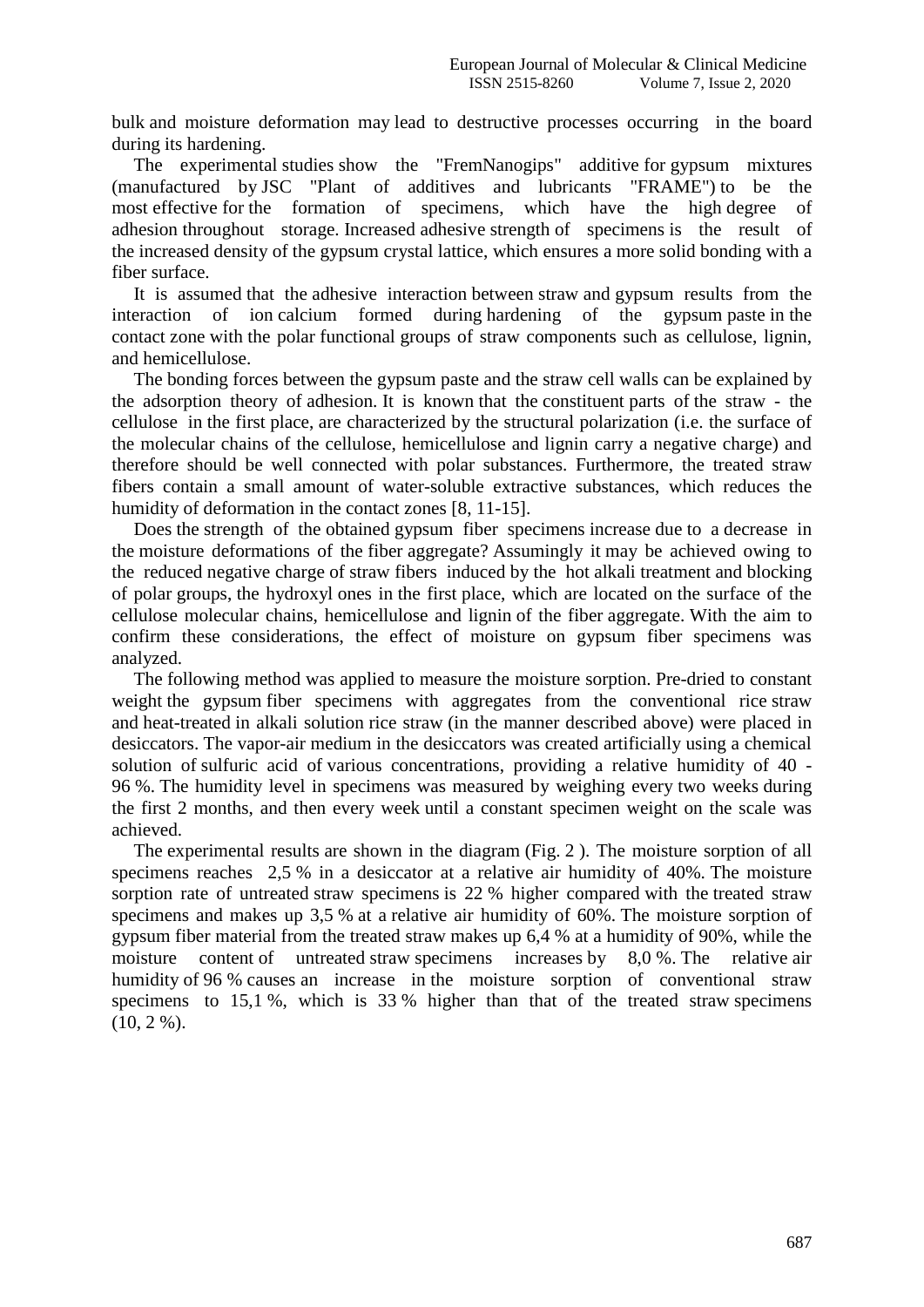bulk and moisture deformation may lead to destructive processes occurring in the board during its hardening.

The experimental studies show the "FremNanogips" additive for gypsum mixtures (manufactured by JSC "Plant of additives and lubricants "FRAME") to be the most effective for the formation of specimens, which have the high degree of adhesion throughout storage. Increased adhesive strength of specimens is the result of the increased density of the gypsum crystal lattice, which ensures a more solid bonding with a fiber surface.

It is assumed that the adhesive interaction between straw and gypsum results from the interaction of ion calcium formed during hardening of the gypsum paste in the contact zone with the polar functional groups of straw components such as cellulose, lignin, and hemicellulose.

The bonding forces between the gypsum paste and the straw cell walls can be explained by the adsorption theory of adhesion. It is known that the constituent parts of the straw - the cellulose in the first place, are characterized by the structural polarization (i.e. the surface of the molecular chains of the cellulose, hemicellulose and lignin carry a negative charge) and therefore should be well connected with polar substances. Furthermore, the treated straw fibers contain a small amount of water-soluble extractive substances, which reduces the humidity of deformation in the contact zones [8, 11-15].

Does the strength of the obtained gypsum fiber specimens increase due to a decrease in the moisture deformations of the fiber aggregate? Assumingly it may be achieved owing to the reduced negative charge of straw fibers induced by the hot alkali treatment and blocking of polar groups, the hydroxyl ones in the first place, which are located on the surface of the cellulose molecular chains, hemicellulose and lignin of the fiber aggregate. With the aim to confirm these considerations, the effect of moisture on gypsum fiber specimens was analyzed.

The following method was applied to measure the moisture sorption. Pre-dried to constant weight the gypsum fiber specimens with aggregates from the conventional rice straw and heat-treated in alkali solution rice straw (in the manner described above) were placed in desiccators. The vapor-air medium in the desiccators was created artificially using a chemical solution of sulfuric acid of various concentrations, providing a relative humidity of 40 - 96 %. The humidity level in specimens was measured by weighing every two weeks during the first 2 months, and then every week until a constant specimen weight on the scale was achieved.

The experimental results are shown in the diagram (Fig. 2 ). The moisture sorption of all specimens reaches 2,5 % in a desiccator at a relative air humidity of 40%. The moisture sorption rate of untreated straw specimens is 22 % higher compared with the treated straw specimens and makes up 3,5 % at a relative air humidity of 60%. The moisture sorption of gypsum fiber material from the treated straw makes up 6,4 % at a humidity of 90%, while the moisture content of untreated straw specimens increases by 8,0 %. The relative air humidity of 96 % causes an increase in the moisture sorption of conventional straw specimens to 15,1 %, which is 33 % higher than that of the treated straw specimens (10, 2 %).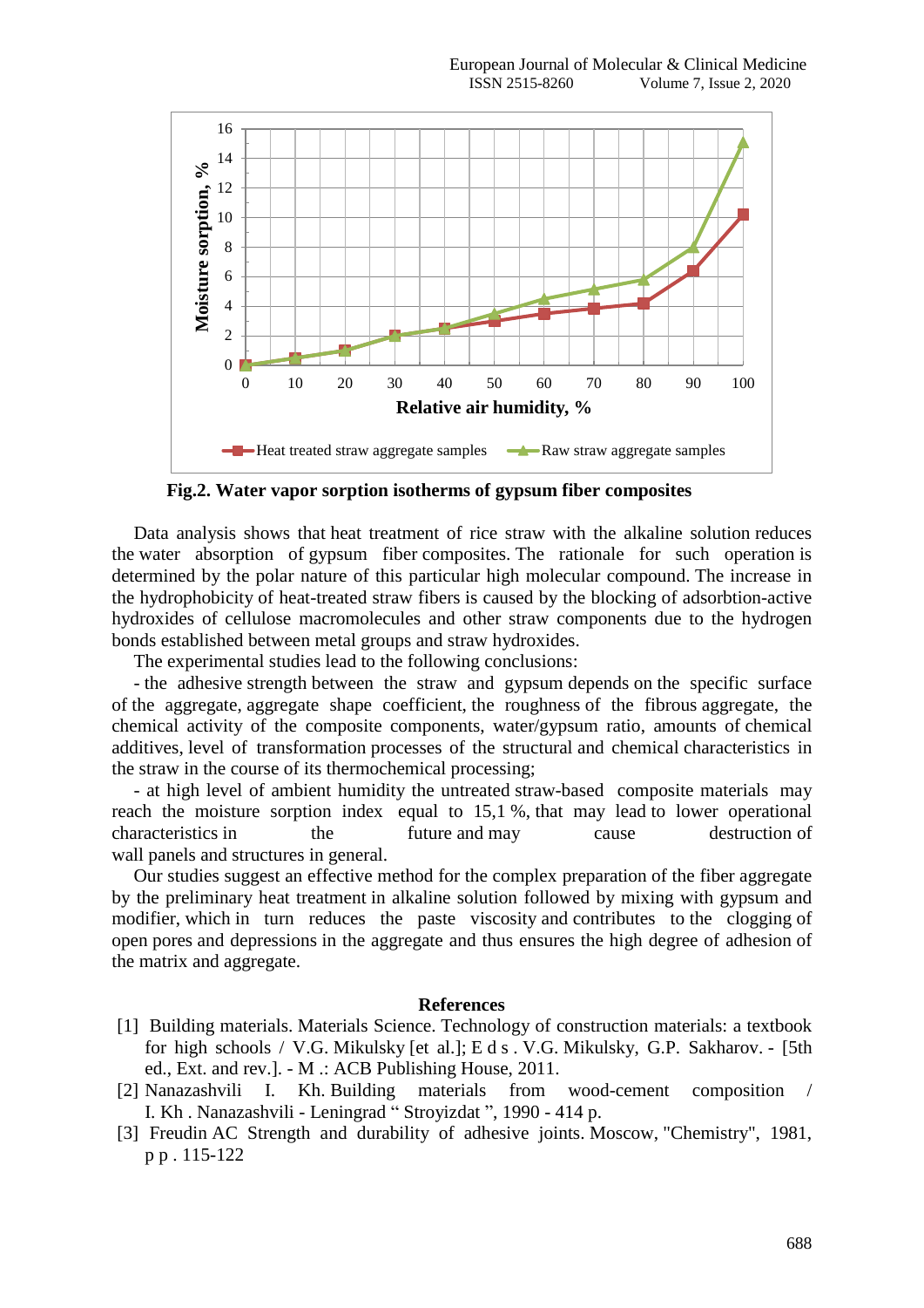**Fig.2. Water vapor sorption isotherms of gypsum fiber composites**

Data analysis shows that heat treatment of rice straw with the alkaline solution reduces the water absorption of gypsum fiber composites. The rationale for such operation is determined by the polar nature of this particular high molecular compound. The increase in the hydrophobicity of heat-treated straw fibers is caused by the blocking of adsorbtion-active hydroxides of cellulose macromolecules and other straw components due to the hydrogen bonds established between metal groups and straw hydroxides.

The experimental studies lead to the following conclusions:

- the adhesive strength between the straw and gypsum depends on the specific surface of the aggregate, aggregate shape coefficient, the roughness of the fibrous aggregate, the chemical activity of the composite components, water/gypsum ratio, amounts of chemical additives, level of transformation processes of the structural and chemical characteristics in the straw in the course of its thermochemical processing;
- at high level of ambient humidity the untreated straw-based composite materials may reach the moisture sorption index equal to 15,1 %, that may lead to lower operational characteristics in the future and may cause destruction of wall panels and structures in general.

Our studies suggest an effective method for the complex preparation of the fiber aggregate by the preliminary heat treatment in alkaline solution followed by mixing with gypsum and modifier, which in turn reduces the paste viscosity and contributes to the clogging of open pores and depressions in the aggregate and thus ensures the high degree of adhesion of the matrix and aggregate.

## References

[1] Building materials. Materials Science. Technology of construction materials: a textbook for high schools / V.G. Mikulsky [et al.]; E d s . V.G. Mikulsky, G.P. Sakharov. - [5th ed., Ext. and rev.]. - M .: ACB Publishing House, 2011.

[2] Nanazashvili I. Kh. Building materials from wood-cement composition / I. Kh . Nanazashvili - Leningrad " Stroyizdat ", 1990 - 414 p.

[3] Freudin AC Strength and durability of adhesive joints. Moscow, "Chemistry", 1981, p p . 115-122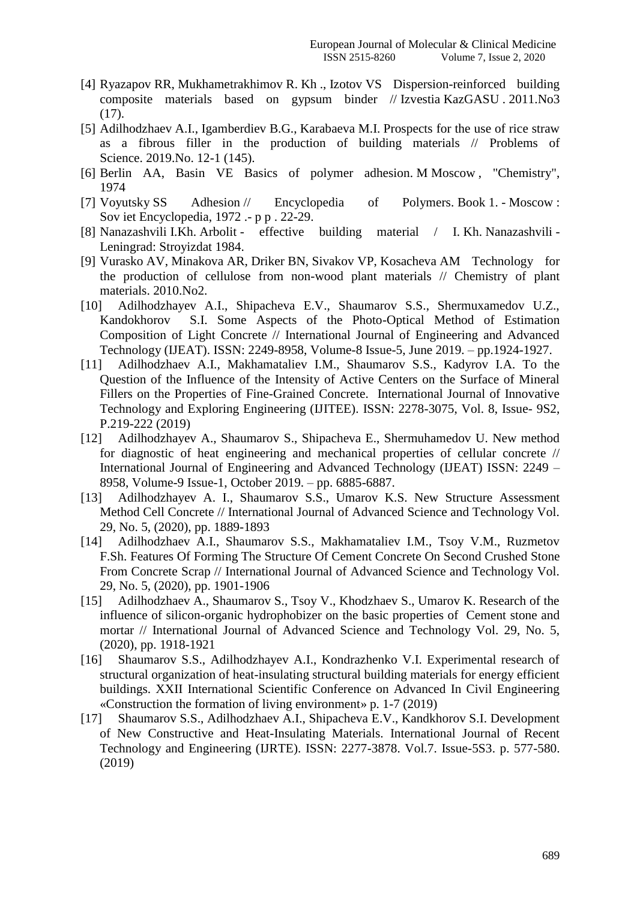[4] Ryazapov RR, Mukhametrakhimov R. Kh ., Izotov VS Dispersion-reinforced building composite materials based on gypsum binder // Izvestia KazGASU . 2011.No3 (17).

[5] Adilhodzhaev A.I., Igamberdiev B.G., Karabaeva M.I. Prospects for the use of rice straw as a fibrous filler in the production of building materials // Problems of Science. 2019.No. 12-1 (145).

[6] Berlin AA, Basin VE Basics of polymer adhesion. M Moscow , "Chemistry", 1974

[7] Voyutsky SS Adhesion // Encyclopedia of Polymers. Book 1. - Moscow : Sov iet Encyclopedia, 1972 .- p p . 22-29.

[8] Nanazashvili I.Kh. Arbolit - effective building material / I. Kh. Nanazashvili - Leningrad: Stroyizdat 1984.

[9] Vurasko AV, Minakova AR, Driker BN, Sivakov VP, Kosacheva AM Technology for the production of cellulose from non-wood plant materials // Chemistry of plant materials. 2010.No2.

[10] Adilhodzhayev A.I., Shipacheva E.V., Shaumarov S.S., Shermuxamedov U.Z., Kandokhorov S.I. Some Aspects of the Photo-Optical Method of Estimation Composition of Light Concrete // International Journal of Engineering and Advanced Technology (IJEAT). ISSN: 2249-8958, Volume-8 Issue-5, June 2019. – pp.1924-1927.

[11] Adilhodzhaev A.I., Makhamataliev I.M., Shaumarov S.S., Kadyrov I.A. To the Question of the Influence of the Intensity of Active Centers on the Surface of Mineral Fillers on the Properties of Fine-Grained Concrete. International Journal of Innovative Technology and Exploring Engineering (IJITEE). ISSN: 2278-3075, Vol. 8, Issue- 9S2, P.219-222 (2019)

[12] Adilhodzhayev A., Shaumarov S., Shipacheva E., Shermuhamedov U. New method for diagnostic of heat engineering and mechanical properties of cellular concrete // International Journal of Engineering and Advanced Technology (IJEAT) ISSN: 2249 – 8958, Volume-9 Issue-1, October 2019. – pp. 6885-6887.

[13] Adilhodzhayev A. I., Shaumarov S.S., Umarov K.S. New Structure Assessment Method Cell Concrete // International Journal of Advanced Science and Technology Vol. 29, No. 5, (2020), pp. 1889-1893

[14] Adilhodzhaev A.I., Shaumarov S.S., Makhamataliev I.M., Tsoy V.M., Ruzmetov F.Sh. Features Of Forming The Structure Of Cement Concrete On Second Crushed Stone From Concrete Scrap // International Journal of Advanced Science and Technology Vol. 29, No. 5, (2020), pp. 1901-1906

[15] Adilhodzhaev A., Shaumarov S., Tsoy V., Khodzhaev S., Umarov K. Research of the influence of silicon-organic hydrophobizer on the basic properties of Cement stone and mortar // International Journal of Advanced Science and Technology Vol. 29, No. 5, (2020), pp. 1918-1921

[16] Shaumarov S.S., Adilhodzhayev A.I., Kondrazhenko V.I. Experimental research of structural organization of heat-insulating structural building materials for energy efficient buildings. XXII International Scientific Conference on Advanced In Civil Engineering «Construction the formation of living environment» p. 1-7 (2019)

[17] Shaumarov S.S., Adilhodzhaev A.I., Shipacheva E.V., Kandkhorov S.I. Development of New Constructive and Heat-Insulating Materials. International Journal of Recent Technology and Engineering (IJRTE). ISSN: 2277-3878. Vol.7. Issue-5S3. p. 577-580. (2019)